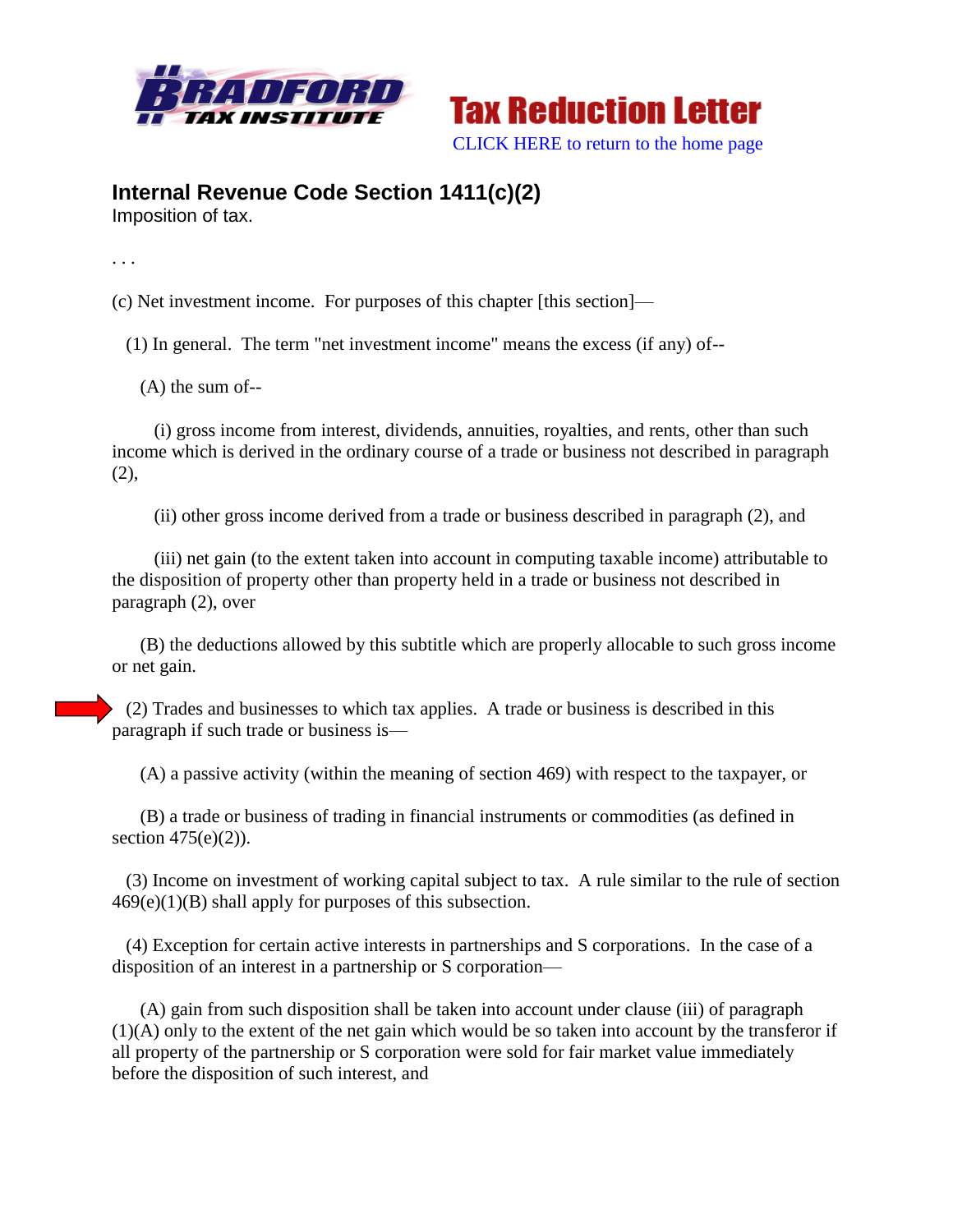Tax Reduction Letter

CLICK HERE to return to the home page

## Internal Revenue Code Section 1411(c)(2)

Imposition of tax.

. . .

(c) Net investment income. For purposes of this chapter [this section]—

(1) In general. The term "net investment income" means the excess (if any) of--

(A) the sum of--

(i) gross income from interest, dividends, annuities, royalties, and rents, other than such income which is derived in the ordinary course of a trade or business not described in paragraph (2),

(ii) other gross income derived from a trade or business described in paragraph (2), and

(iii) net gain (to the extent taken into account in computing taxable income) attributable to the disposition of property other than property held in a trade or business not described in paragraph (2), over

(B) the deductions allowed by this subtitle which are properly allocable to such gross income or net gain.

(2) Trades and businesses to which tax applies. A trade or business is described in this paragraph if such trade or business is—

(A) a passive activity (within the meaning of section 469) with respect to the taxpayer, or

(B) a trade or business of trading in financial instruments or commodities (as defined in section 475(e)(2)).

(3) Income on investment of working capital subject to tax. A rule similar to the rule of section 469(e)(1)(B) shall apply for purposes of this subsection.

(4) Exception for certain active interests in partnerships and S corporations. In the case of a disposition of an interest in a partnership or S corporation—

(A) gain from such disposition shall be taken into account under clause (iii) of paragraph (1)(A) only to the extent of the net gain which would be so taken into account by the transferor if all property of the partnership or S corporation were sold for fair market value immediately before the disposition of such interest, and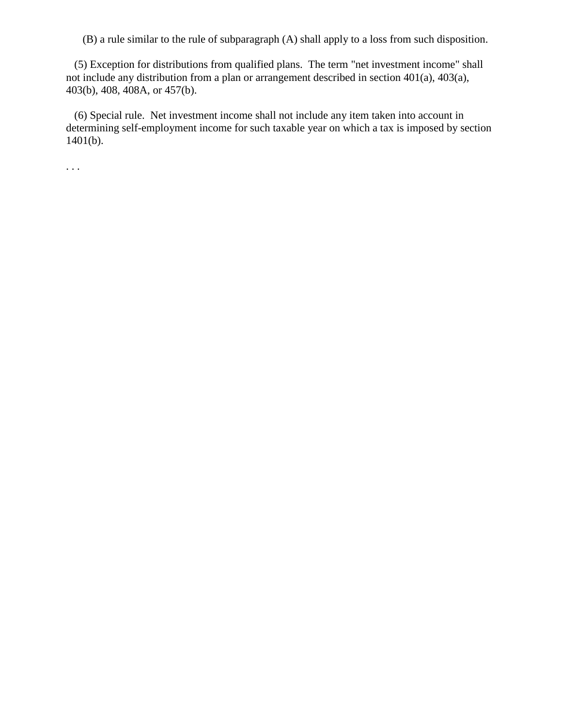(B) a rule similar to the rule of subparagraph (A) shall apply to a loss from such disposition.

(5) Exception for distributions from qualified plans. The term "net investment income" shall not include any distribution from a plan or arrangement described in section 401(a), 403(a), 403(b), 408, 408A, or 457(b).

(6) Special rule. Net investment income shall not include any item taken into account in determining self-employment income for such taxable year on which a tax is imposed by section 1401(b).

. . .